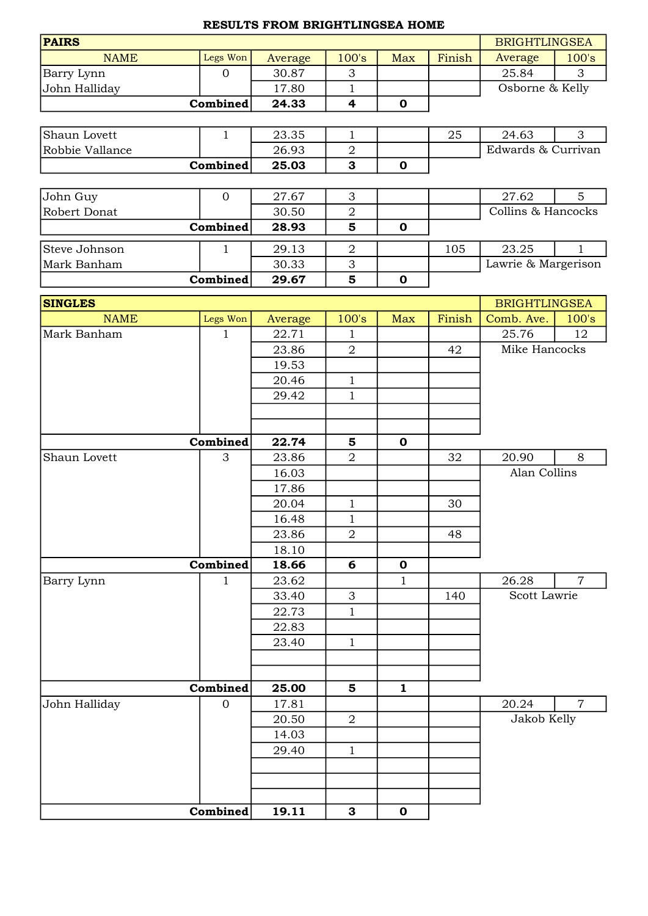**RESULTS FROM BRIGHTLINGSEA HOME**

| **PAIRS** | | | | | | BRIGHTLINGSEA | |
|---|---|---|---|---|---|---|---|
| NAME | Legs Won | Average | 100's | Max | Finish | Average | 100's |
| Barry Lynn | 0 | 30.87 | 3 | | | 25.84 | 3 |
| John Halliday | | 17.80 | 1 | | | Osborne & Kelly | |
| **Combined** | | **24.33** | **4** | **0** | | | |
| Shaun Lovett | 1 | 23.35 | 1 | | 25 | 24.63 | 3 |
| Robbie Vallance | | 26.93 | 2 | | | Edwards & Currivan | |
| **Combined** | | **25.03** | **3** | **0** | | | |
| John Guy | 0 | 27.67 | 3 | | | 27.62 | 5 |
| Robert Donat | | 30.50 | 2 | | | Collins & Hancocks | |
| **Combined** | | **28.93** | **5** | **0** | | | |
| Steve Johnson | 1 | 29.13 | 2 | | 105 | 23.25 | 1 |
| Mark Banham | | 30.33 | 3 | | | Lawrie & Margerison | |
| **Combined** | | **29.67** | **5** | **0** | | | |

| **SINGLES** | | | | | | BRIGHTLINGSEA | |
|---|---|---|---|---|---|---|---|
| NAME | Legs Won | Average | 100's | Max | Finish | Comb. Ave. | 100's |
| Mark Banham | 1 | 22.71 | 1 | | | 25.76 | 12 |
| | | 23.86 | 2 | | 42 | Mike Hancocks | |
| | | 19.53 | | | | | |
| | | 20.46 | 1 | | | | |
| | | 29.42 | 1 | | | | |
| **Combined** | | **22.74** | **5** | **0** | | | |
| Shaun Lovett | 3 | 23.86 | 2 | | 32 | 20.90 | 8 |
| | | 16.03 | | | | Alan Collins | |
| | | 17.86 | | | | | |
| | | 20.04 | 1 | | 30 | | |
| | | 16.48 | 1 | | | | |
| | | 23.86 | 2 | | 48 | | |
| | | 18.10 | | | | | |
| **Combined** | | **18.66** | **6** | **0** | | | |
| Barry Lynn | 1 | 23.62 | | 1 | | 26.28 | 7 |
| | | 33.40 | 3 | | 140 | Scott Lawrie | |
| | | 22.73 | 1 | | | | |
| | | 22.83 | | | | | |
| | | 23.40 | 1 | | | | |
| **Combined** | | **25.00** | **5** | **1** | | | |
| John Halliday | 0 | 17.81 | | | | 20.24 | 7 |
| | | 20.50 | 2 | | | Jakob Kelly | |
| | | 14.03 | | | | | |
| | | 29.40 | 1 | | | | |
| **Combined** | | **19.11** | **3** | **0** | | | |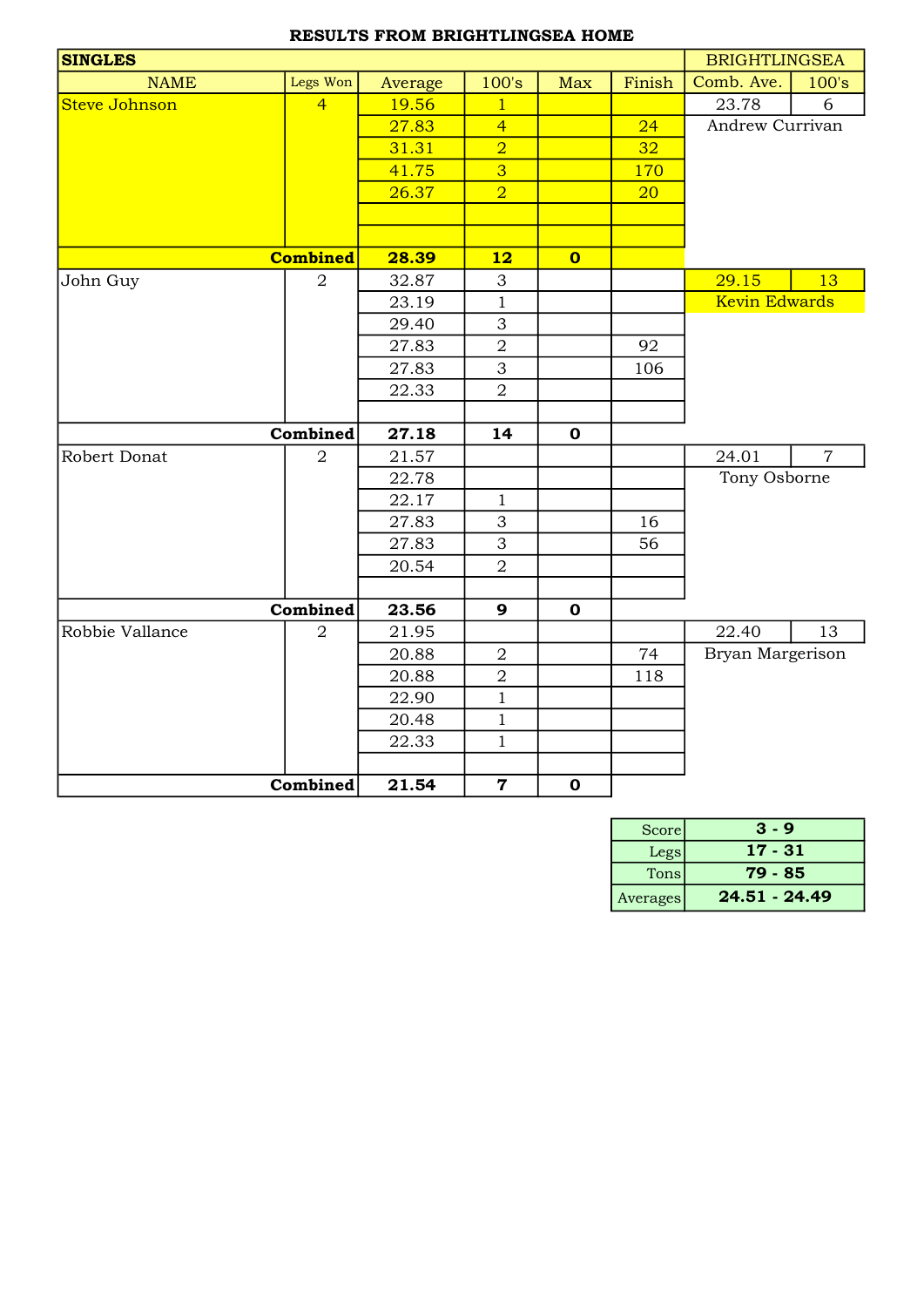**RESULTS FROM BRIGHTLINGSEA HOME**

| **SINGLES** | | | | | | BRIGHTLINGSEA | |
|---|---|---|---|---|---|---|---|
| NAME | Legs Won | Average | 100's | Max | Finish | Comb. Ave. | 100's |
| Steve Johnson | 4 | 19.56 | 1 | | | 23.78 | 6 |
| | | 27.83 | 4 | | 24 | Andrew Currivan | |
| | | 31.31 | 2 | | 32 | | |
| | | 41.75 | 3 | | 170 | | |
| | | 26.37 | 2 | | 20 | | |
| | | | | | | | |
| | | | | | | | |
| | **Combined** | **28.39** | **12** | **0** | | | |
| John Guy | 2 | 32.87 | 3 | | | 29.15 | 13 |
| | | 23.19 | 1 | | | Kevin Edwards | |
| | | 29.40 | 3 | | | | |
| | | 27.83 | 2 | | 92 | | |
| | | 27.83 | 3 | | 106 | | |
| | | 22.33 | 2 | | | | |
| | | | | | | | |
| | **Combined** | **27.18** | **14** | **0** | | | |
| Robert Donat | 2 | 21.57 | | | | 24.01 | 7 |
| | | 22.78 | | | | Tony Osborne | |
| | | 22.17 | 1 | | | | |
| | | 27.83 | 3 | | 16 | | |
| | | 27.83 | 3 | | 56 | | |
| | | 20.54 | 2 | | | | |
| | | | | | | | |
| | **Combined** | **23.56** | **9** | **0** | | | |
| Robbie Vallance | 2 | 21.95 | | | | 22.40 | 13 |
| | | 20.88 | 2 | | 74 | Bryan Margerison | |
| | | 20.88 | 2 | | 118 | | |
| | | 22.90 | 1 | | | | |
| | | 20.48 | 1 | | | | |
| | | 22.33 | 1 | | | | |
| | | | | | | | |
| | **Combined** | **21.54** | **7** | **0** | | | |

| | |
|---|---|
| Score | **3 - 9** |
| Legs | **17 - 31** |
| Tons | **79 - 85** |
| Averages | **24.51 - 24.49** |